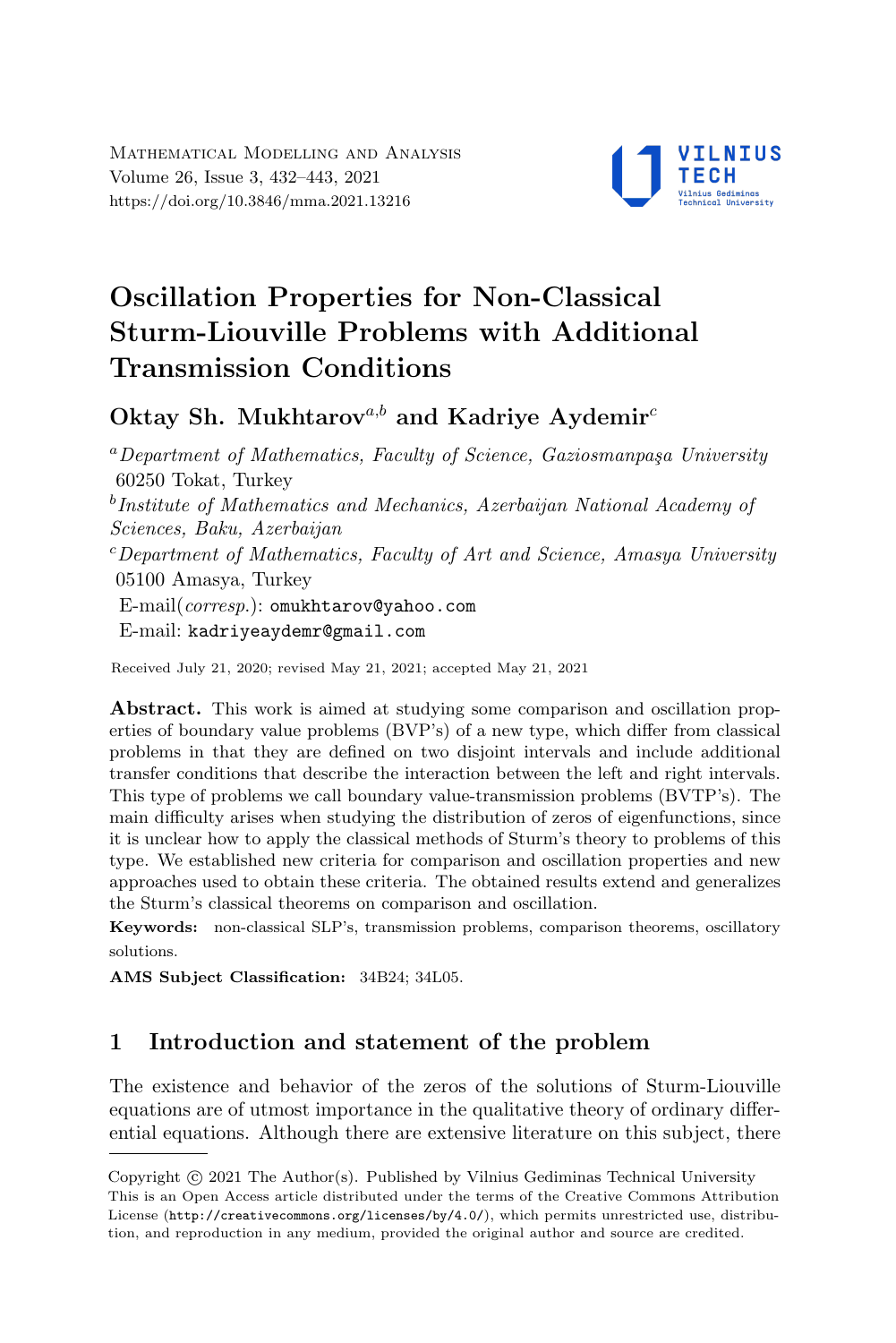# Oscillation Properties for Non-Classical Sturm-Liouville Problems with Additional Transmission Conditions

**Oktay Sh. Mukhtarov[a,b] and Kadriye Aydemir[c]**

[a] *Department of Mathematics, Faculty of Science, Gaziosmanpaşa University* 60250 Tokat, Turkey

[b] *Institute of Mathematics and Mechanics, Azerbaijan National Academy of Sciences, Baku, Azerbaijan*

[c] *Department of Mathematics, Faculty of Art and Science, Amasya University* 05100 Amasya, Turkey

E-mail(*corresp.*): omukhtarov@yahoo.com

E-mail: kadriyeaydemr@gmail.com

Received July 21, 2020; revised May 21, 2021; accepted May 21, 2021

**Abstract.** This work is aimed at studying some comparison and oscillation properties of boundary value problems (BVP's) of a new type, which differ from classical problems in that they are defined on two disjoint intervals and include additional transfer conditions that describe the interaction between the left and right intervals. This type of problems we call boundary value-transmission problems (BVTP's). The main difficulty arises when studying the distribution of zeros of eigenfunctions, since it is unclear how to apply the classical methods of Sturm's theory to problems of this type. We established new criteria for comparison and oscillation properties and new approaches used to obtain these criteria. The obtained results extend and generalizes the Sturm's classical theorems on comparison and oscillation.

**Keywords:** non-classical SLP's, transmission problems, comparison theorems, oscillatory solutions.

**AMS Subject Classification:** 34B24; 34L05.

## 1 Introduction and statement of the problem

The existence and behavior of the zeros of the solutions of Sturm-Liouville equations are of utmost importance in the qualitative theory of ordinary differential equations. Although there are extensive literature on this subject, there

Copyright © 2021 The Author(s). Published by Vilnius Gediminas Technical University
This is an Open Access article distributed under the terms of the Creative Commons Attribution License (http://creativecommons.org/licenses/by/4.0/), which permits unrestricted use, distribution, and reproduction in any medium, provided the original author and source are credited.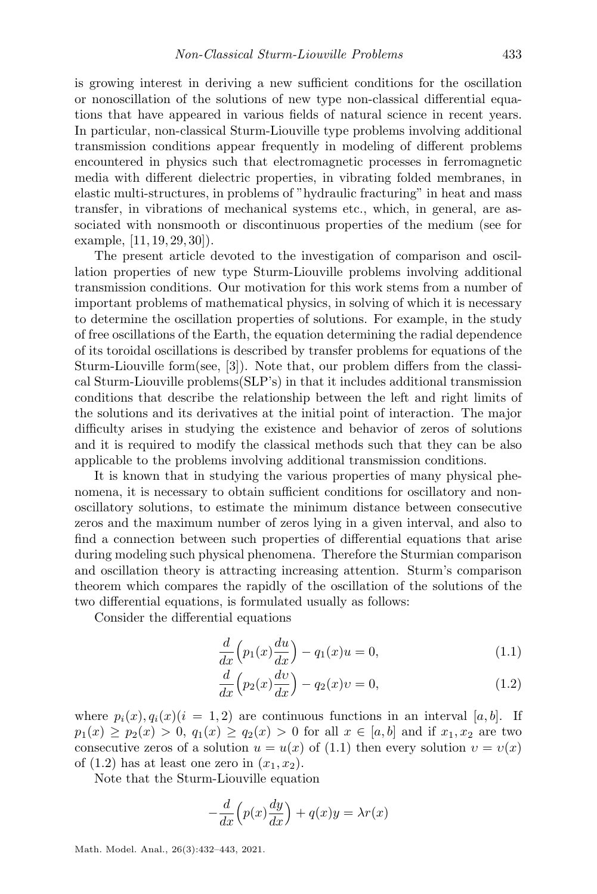is growing interest in deriving a new sufficient conditions for the oscillation or nonoscillation of the solutions of new type non-classical differential equations that have appeared in various fields of natural science in recent years. In particular, non-classical Sturm-Liouville type problems involving additional transmission conditions appear frequently in modeling of different problems encountered in physics such that electromagnetic processes in ferromagnetic media with different dielectric properties, in vibrating folded membranes, in elastic multi-structures, in problems of "hydraulic fracturing" in heat and mass transfer, in vibrations of mechanical systems etc., which, in general, are associated with nonsmooth or discontinuous properties of the medium (see for example, [11, 19, 29, 30]).

The present article devoted to the investigation of comparison and oscillation properties of new type Sturm-Liouville problems involving additional transmission conditions. Our motivation for this work stems from a number of important problems of mathematical physics, in solving of which it is necessary to determine the oscillation properties of solutions. For example, in the study of free oscillations of the Earth, the equation determining the radial dependence of its toroidal oscillations is described by transfer problems for equations of the Sturm-Liouville form(see, [3]). Note that, our problem differs from the classical Sturm-Liouville problems(SLP's) in that it includes additional transmission conditions that describe the relationship between the left and right limits of the solutions and its derivatives at the initial point of interaction. The major difficulty arises in studying the existence and behavior of zeros of solutions and it is required to modify the classical methods such that they can be also applicable to the problems involving additional transmission conditions.

It is known that in studying the various properties of many physical phenomena, it is necessary to obtain sufficient conditions for oscillatory and nonoscillatory solutions, to estimate the minimum distance between consecutive zeros and the maximum number of zeros lying in a given interval, and also to find a connection between such properties of differential equations that arise during modeling such physical phenomena. Therefore the Sturmian comparison and oscillation theory is attracting increasing attention. Sturm's comparison theorem which compares the rapidly of the oscillation of the solutions of the two differential equations, is formulated usually as follows:

Consider the differential equations

$$\frac{d}{dx}\Big(p_1(x)\frac{du}{dx}\Big) - q_1(x)u = 0, \tag{1.1}$$

$$\frac{d}{dx}\Big(p_2(x)\frac{d\upsilon}{dx}\Big) - q_2(x)\upsilon = 0, \tag{1.2}$$

where $p_i(x), q_i(x) (i = 1, 2)$ are continuous functions in an interval $[a, b]$. If $p_1(x) \geq p_2(x) > 0$, $q_1(x) \geq q_2(x) > 0$ for all $x \in [a, b]$ and if $x_1, x_2$ are two consecutive zeros of a solution $u = u(x)$ of (1.1) then every solution $\upsilon = \upsilon(x)$ of (1.2) has at least one zero in $(x_1, x_2)$.

Note that the Sturm-Liouville equation

$$-\frac{d}{dx}\Big(p(x)\frac{dy}{dx}\Big) + q(x)y = \lambda r(x)$$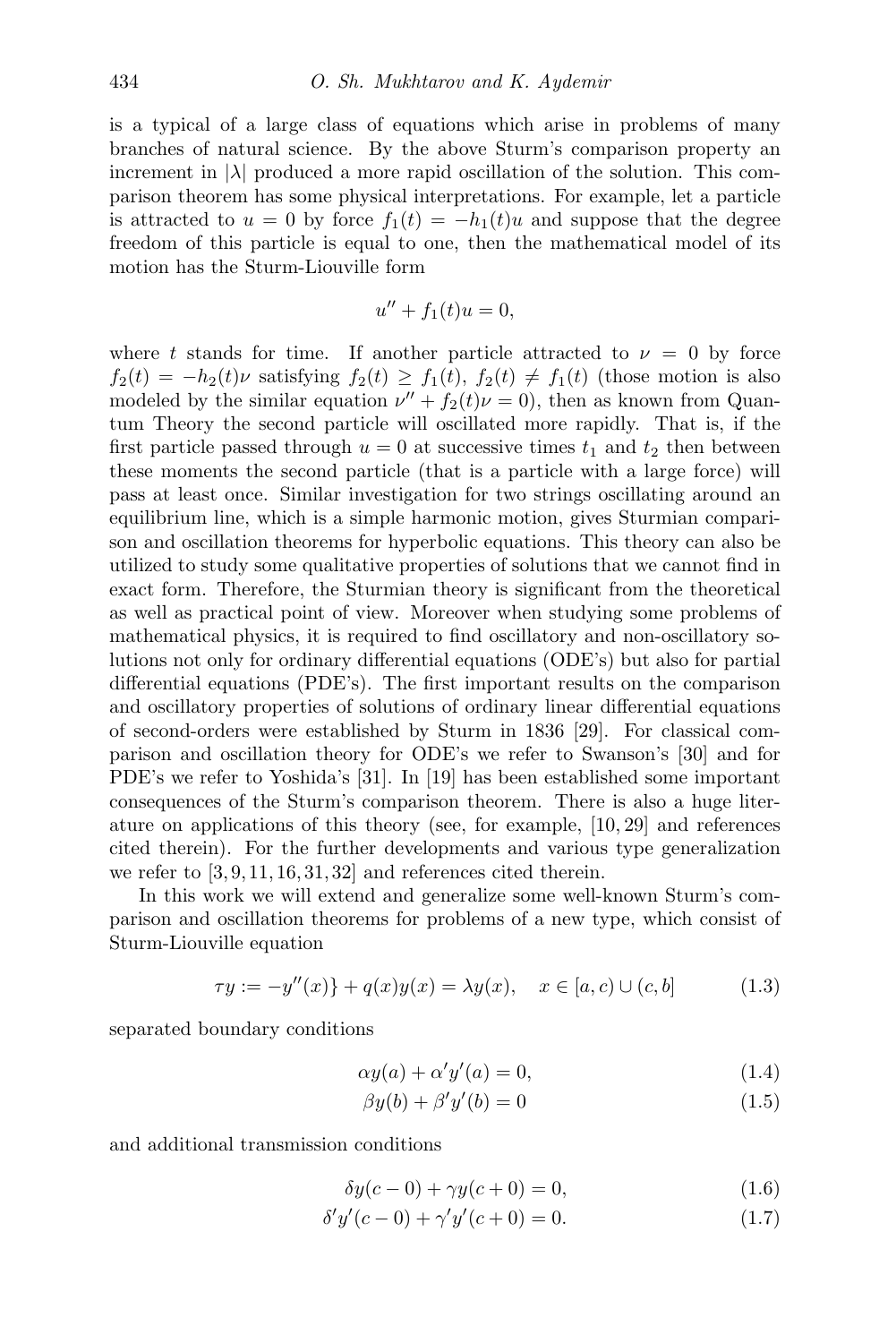is a typical of a large class of equations which arise in problems of many branches of natural science. By the above Sturm's comparison property an increment in $|\lambda|$ produced a more rapid oscillation of the solution. This comparison theorem has some physical interpretations. For example, let a particle is attracted to $u = 0$ by force $f_1(t) = -h_1(t)u$ and suppose that the degree freedom of this particle is equal to one, then the mathematical model of its motion has the Sturm-Liouville form

$$u'' + f_1(t)u = 0,$$

where $t$ stands for time. If another particle attracted to $\nu = 0$ by force $f_2(t) = -h_2(t)\nu$ satisfying $f_2(t) \geq f_1(t)$, $f_2(t) \neq f_1(t)$ (those motion is also modeled by the similar equation $\nu'' + f_2(t)\nu = 0$), then as known from Quantum Theory the second particle will oscillated more rapidly. That is, if the first particle passed through $u = 0$ at successive times $t_1$ and $t_2$ then between these moments the second particle (that is a particle with a large force) will pass at least once. Similar investigation for two strings oscillating around an equilibrium line, which is a simple harmonic motion, gives Sturmian comparison and oscillation theorems for hyperbolic equations. This theory can also be utilized to study some qualitative properties of solutions that we cannot find in exact form. Therefore, the Sturmian theory is significant from the theoretical as well as practical point of view. Moreover when studying some problems of mathematical physics, it is required to find oscillatory and non-oscillatory solutions not only for ordinary differential equations (ODE's) but also for partial differential equations (PDE's). The first important results on the comparison and oscillatory properties of solutions of ordinary linear differential equations of second-orders were established by Sturm in 1836 [29]. For classical comparison and oscillation theory for ODE's we refer to Swanson's [30] and for PDE's we refer to Yoshida's [31]. In [19] has been established some important consequences of the Sturm's comparison theorem. There is also a huge literature on applications of this theory (see, for example, [10, 29] and references cited therein). For the further developments and various type generalization we refer to [3, 9, 11, 16, 31, 32] and references cited therein.

In this work we will extend and generalize some well-known Sturm's comparison and oscillation theorems for problems of a new type, which consist of Sturm-Liouville equation

$$\tau y := -y''(x)\} + q(x)y(x) = \lambda y(x), \quad x \in [a, c) \cup (c, b] \tag{1.3}$$

separated boundary conditions

$$\alpha y(a) + \alpha' y'(a) = 0, \tag{1.4}$$

$$\beta y(b) + \beta' y'(b) = 0 \tag{1.5}$$

and additional transmission conditions

$$\delta y(c - 0) + \gamma y(c + 0) = 0, \tag{1.6}$$

$$\delta' y'(c - 0) + \gamma' y'(c + 0) = 0. \tag{1.7}$$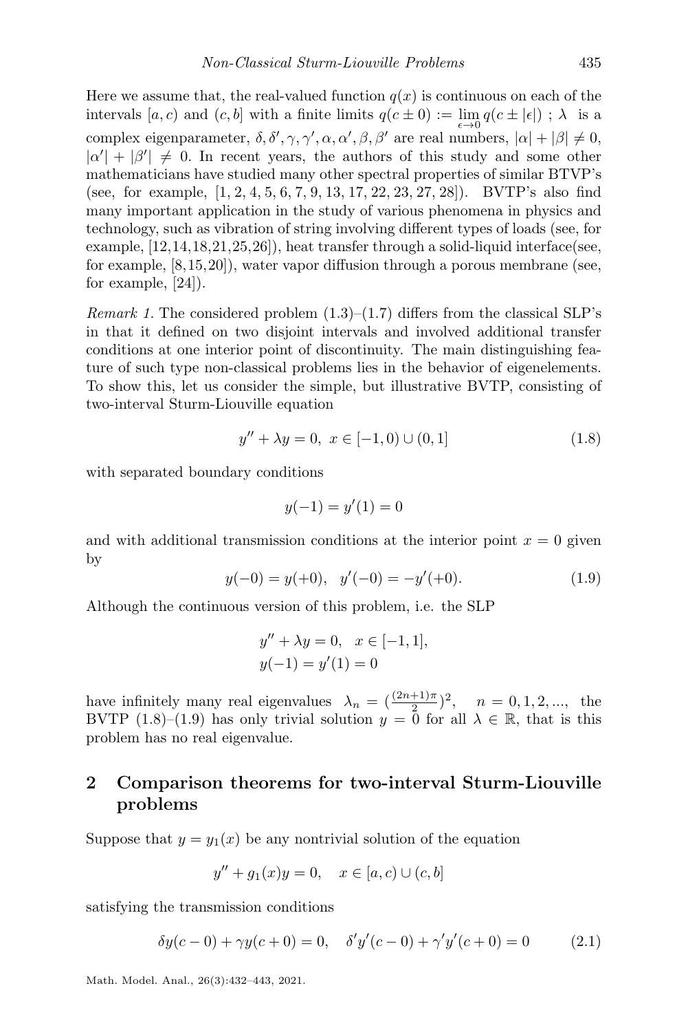Here we assume that, the real-valued function $q(x)$ is continuous on each of the intervals $[a, c)$ and $(c, b]$ with a finite limits $q(c \pm 0) := \lim_{\epsilon \to 0} q(c \pm |\epsilon|)$ ; $\lambda$ is a complex eigenparameter, $\delta, \delta', \gamma, \gamma', \alpha, \alpha', \beta, \beta'$ are real numbers, $|\alpha| + |\beta| \neq 0$, $|\alpha'| + |\beta'| \neq 0$. In recent years, the authors of this study and some other mathematicians have studied many other spectral properties of similar BTVP's (see, for example, [1, 2, 4, 5, 6, 7, 9, 13, 17, 22, 23, 27, 28]). BVTP's also find many important application in the study of various phenomena in physics and technology, such as vibration of string involving different types of loads (see, for example, [12,14,18,21,25,26]), heat transfer through a solid-liquid interface(see, for example, [8,15,20]), water vapor diffusion through a porous membrane (see, for example, [24]).

*Remark 1.* The considered problem (1.3)–(1.7) differs from the classical SLP's in that it defined on two disjoint intervals and involved additional transfer conditions at one interior point of discontinuity. The main distinguishing feature of such type non-classical problems lies in the behavior of eigenelements. To show this, let us consider the simple, but illustrative BVTP, consisting of two-interval Sturm-Liouville equation

$$y'' + \lambda y = 0, \ x \in [-1, 0) \cup (0, 1] \tag{1.8}$$

with separated boundary conditions

$$y(-1) = y'(1) = 0$$

and with additional transmission conditions at the interior point $x = 0$ given by

$$y(-0) = y(+0), \quad y'(-0) = -y'(+0). \tag{1.9}$$

Although the continuous version of this problem, i.e. the SLP

$$\begin{aligned} &y'' + \lambda y = 0, \quad x \in [-1, 1], \\ &y(-1) = y'(1) = 0 \end{aligned}$$

have infinitely many real eigenvalues $\lambda_n = (\frac{(2n+1)\pi}{2})^2, \quad n = 0, 1, 2, ...,$ the BVTP (1.8)–(1.9) has only trivial solution $y = 0$ for all $\lambda \in \mathbb{R}$, that is this problem has no real eigenvalue.

## 2 Comparison theorems for two-interval Sturm-Liouville problems

Suppose that $y = y_1(x)$ be any nontrivial solution of the equation

$$y'' + g_1(x)y = 0, \quad x \in [a, c) \cup (c, b]$$

satisfying the transmission conditions

$$\delta y(c - 0) + \gamma y(c + 0) = 0, \quad \delta' y'(c - 0) + \gamma' y'(c + 0) = 0 \tag{2.1}$$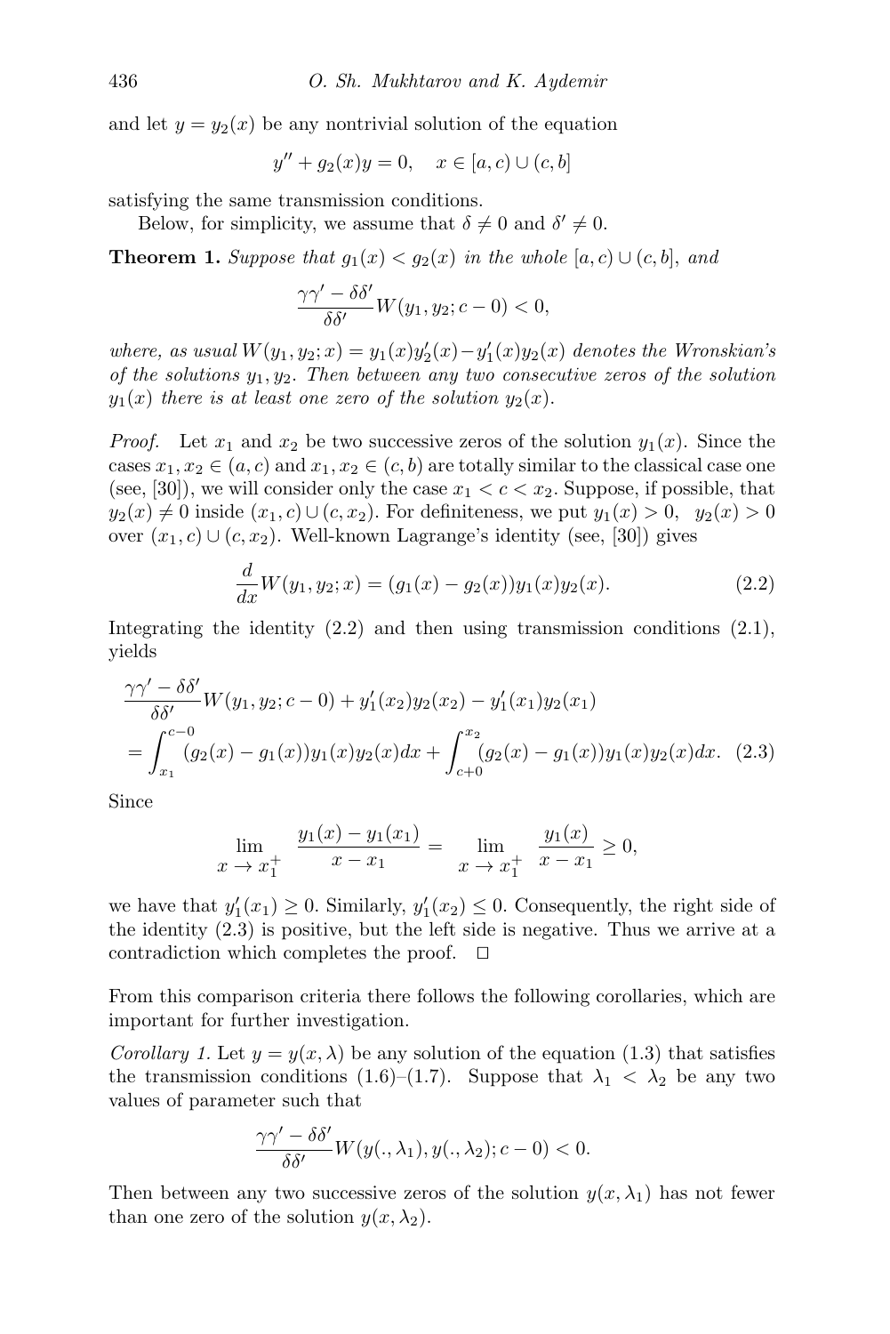and let $y = y_2(x)$ be any nontrivial solution of the equation

$$y'' + g_2(x)y = 0, \quad x \in [a, c) \cup (c, b]$$

satisfying the same transmission conditions.

Below, for simplicity, we assume that $\delta \neq 0$ and $\delta' \neq 0$.

**Theorem 1.** *Suppose that $g_1(x) < g_2(x)$ in the whole $[a, c) \cup (c, b]$, and*

$$\frac{\gamma\gamma' - \delta\delta'}{\delta\delta'} W(y_1, y_2; c - 0) < 0,$$

*where, as usual $W(y_1, y_2; x) = y_1(x)y_2'(x) - y_1'(x)y_2(x)$ denotes the Wronskian's of the solutions $y_1, y_2$. Then between any two consecutive zeros of the solution $y_1(x)$ there is at least one zero of the solution $y_2(x)$.*

*Proof.* Let $x_1$ and $x_2$ be two successive zeros of the solution $y_1(x)$. Since the cases $x_1, x_2 \in (a, c)$ and $x_1, x_2 \in (c, b)$ are totally similar to the classical case one (see, [30]), we will consider only the case $x_1 < c < x_2$. Suppose, if possible, that $y_2(x) \neq 0$ inside $(x_1, c) \cup (c, x_2)$. For definiteness, we put $y_1(x) > 0, \ \ y_2(x) > 0$ over $(x_1, c) \cup (c, x_2)$. Well-known Lagrange's identity (see, [30]) gives

$$\frac{d}{dx} W(y_1, y_2; x) = (g_1(x) - g_2(x))y_1(x)y_2(x). \tag{2.2}$$

Integrating the identity (2.2) and then using transmission conditions (2.1), yields

$$\begin{aligned}
&\frac{\gamma\gamma' - \delta\delta'}{\delta\delta'} W(y_1, y_2; c - 0) + y_1'(x_2)y_2(x_2) - y_1'(x_1)y_2(x_1) \\
&= \int_{x_1}^{c-0} (g_2(x) - g_1(x))y_1(x)y_2(x)dx + \int_{c+0}^{x_2} (g_2(x) - g_1(x))y_1(x)y_2(x)dx.
\end{aligned} \tag{2.3}$$

Since

$$\lim_{x \to x_1^+} \frac{y_1(x) - y_1(x_1)}{x - x_1} = \lim_{x \to x_1^+} \frac{y_1(x)}{x - x_1} \geq 0,$$

we have that $y_1'(x_1) \geq 0$. Similarly, $y_1'(x_2) \leq 0$. Consequently, the right side of the identity (2.3) is positive, but the left side is negative. Thus we arrive at a contradiction which completes the proof. $\square$

From this comparison criteria there follows the following corollaries, which are important for further investigation.

*Corollary 1.* Let $y = y(x, \lambda)$ be any solution of the equation (1.3) that satisfies the transmission conditions (1.6)–(1.7). Suppose that $\lambda_1 < \lambda_2$ be any two values of parameter such that

$$\frac{\gamma\gamma' - \delta\delta'}{\delta\delta'} W(y(., \lambda_1), y(., \lambda_2); c - 0) < 0.$$

Then between any two successive zeros of the solution $y(x, \lambda_1)$ has not fewer than one zero of the solution $y(x, \lambda_2)$.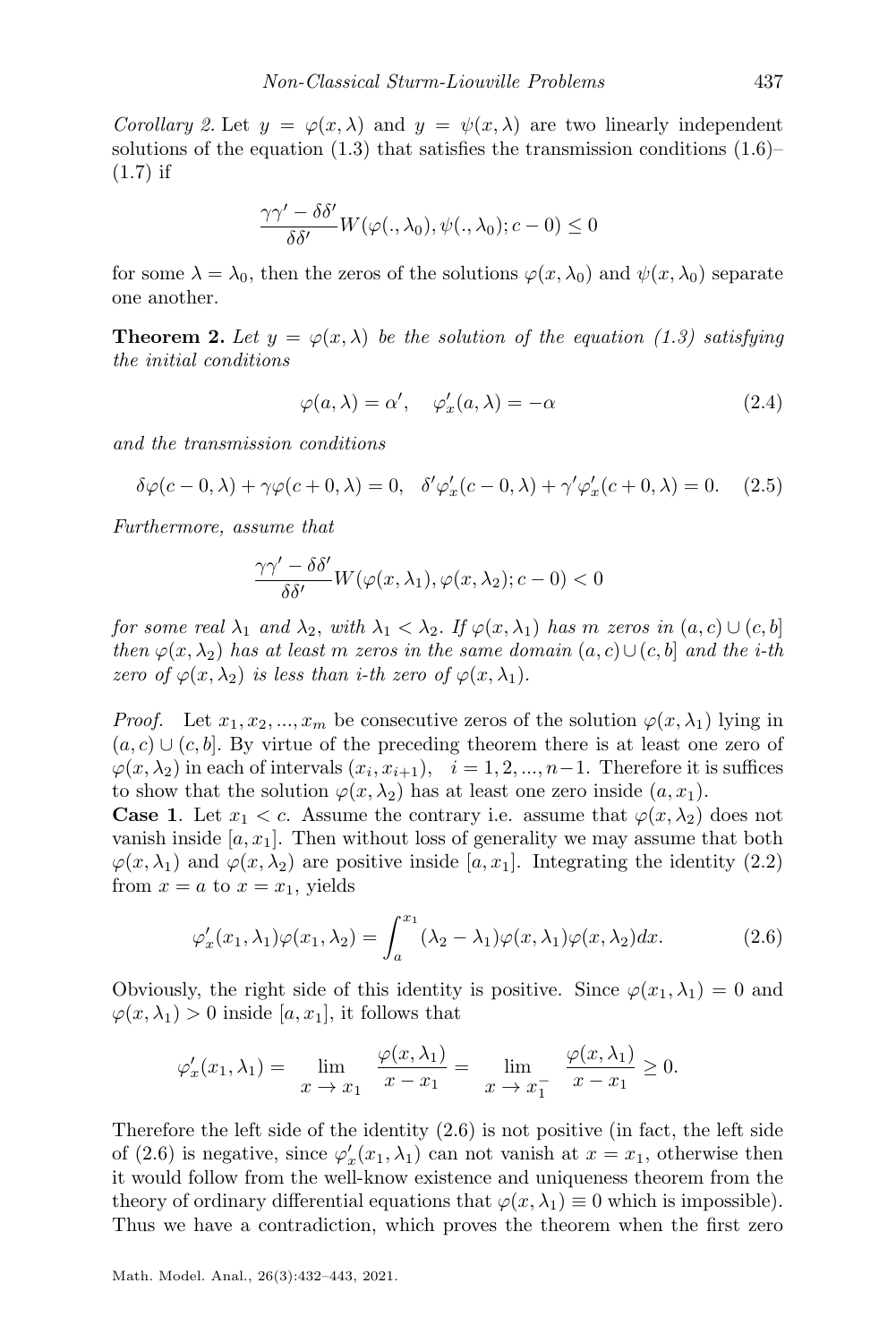*Corollary 2.* Let $y = \varphi(x, \lambda)$ and $y = \psi(x, \lambda)$ are two linearly independent solutions of the equation (1.3) that satisfies the transmission conditions (1.6)–(1.7) if

$$\frac{\gamma\gamma' - \delta\delta'}{\delta\delta'} W(\varphi(.,\lambda_0), \psi(.,\lambda_0); c-0) \leq 0$$

for some $\lambda = \lambda_0$, then the zeros of the solutions $\varphi(x, \lambda_0)$ and $\psi(x, \lambda_0)$ separate one another.

**Theorem 2.** *Let $y = \varphi(x, \lambda)$ be the solution of the equation (1.3) satisfying the initial conditions*

$$\varphi(a, \lambda) = \alpha', \quad \varphi'_x(a, \lambda) = -\alpha \tag{2.4}$$

*and the transmission conditions*

$$\delta\varphi(c-0, \lambda) + \gamma\varphi(c+0, \lambda) = 0, \quad \delta'\varphi'_x(c-0, \lambda) + \gamma'\varphi'_x(c+0, \lambda) = 0. \tag{2.5}$$

*Furthermore, assume that*

$$\frac{\gamma\gamma' - \delta\delta'}{\delta\delta'} W(\varphi(x,\lambda_1), \varphi(x,\lambda_2); c-0) < 0$$

*for some real $\lambda_1$ and $\lambda_2$, with $\lambda_1 < \lambda_2$. If $\varphi(x, \lambda_1)$ has $m$ zeros in $(a, c) \cup (c, b]$ then $\varphi(x, \lambda_2)$ has at least $m$ zeros in the same domain $(a, c) \cup (c, b]$ and the $i$-th zero of $\varphi(x, \lambda_2)$ is less than $i$-th zero of $\varphi(x, \lambda_1)$.*

*Proof.* Let $x_1, x_2, ..., x_m$ be consecutive zeros of the solution $\varphi(x, \lambda_1)$ lying in $(a, c) \cup (c, b]$. By virtue of the preceding theorem there is at least one zero of $\varphi(x, \lambda_2)$ in each of intervals $(x_i, x_{i+1})$, $\quad i = 1, 2, ..., n-1$. Therefore it is suffices to show that the solution $\varphi(x, \lambda_2)$ has at least one zero inside $(a, x_1)$.

**Case 1**. Let $x_1 < c$. Assume the contrary i.e. assume that $\varphi(x, \lambda_2)$ does not vanish inside $[a, x_1]$. Then without loss of generality we may assume that both $\varphi(x, \lambda_1)$ and $\varphi(x, \lambda_2)$ are positive inside $[a, x_1]$. Integrating the identity (2.2) from $x = a$ to $x = x_1$, yields

$$\varphi'_x(x_1, \lambda_1)\varphi(x_1, \lambda_2) = \int_a^{x_1} (\lambda_2 - \lambda_1)\varphi(x, \lambda_1)\varphi(x, \lambda_2)dx. \tag{2.6}$$

Obviously, the right side of this identity is positive. Since $\varphi(x_1, \lambda_1) = 0$ and $\varphi(x, \lambda_1) > 0$ inside $[a, x_1]$, it follows that

$$\varphi'_x(x_1, \lambda_1) = \lim_{x \to x_1} \frac{\varphi(x, \lambda_1)}{x - x_1} = \lim_{x \to x_1^-} \frac{\varphi(x, \lambda_1)}{x - x_1} \geq 0.$$

Therefore the left side of the identity (2.6) is not positive (in fact, the left side of (2.6) is negative, since $\varphi'_x(x_1, \lambda_1)$ can not vanish at $x = x_1$, otherwise then it would follow from the well-know existence and uniqueness theorem from the theory of ordinary differential equations that $\varphi(x, \lambda_1) \equiv 0$ which is impossible). Thus we have a contradiction, which proves the theorem when the first zero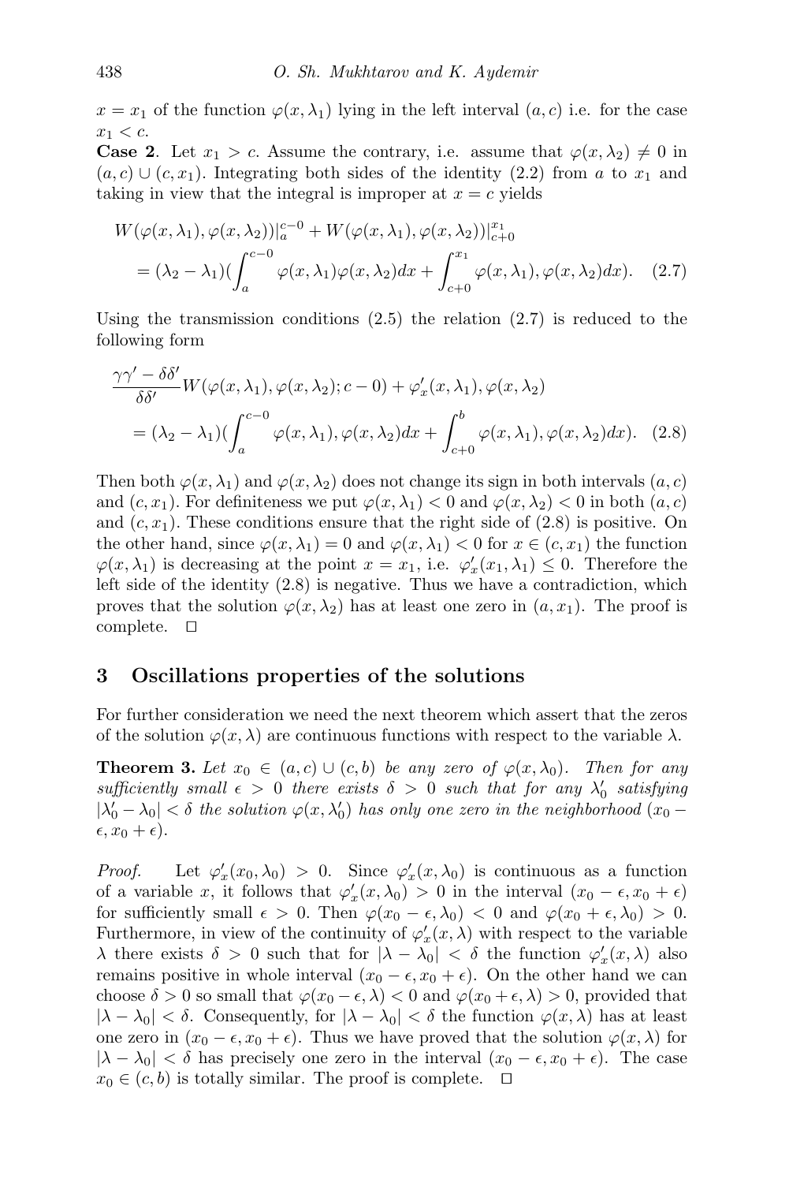$x = x_1$ of the function $\varphi(x, \lambda_1)$ lying in the left interval $(a, c)$ i.e. for the case $x_1 < c$.

**Case 2**. Let $x_1 > c$. Assume the contrary, i.e. assume that $\varphi(x, \lambda_2) \neq 0$ in $(a, c) \cup (c, x_1)$. Integrating both sides of the identity (2.2) from $a$ to $x_1$ and taking in view that the integral is improper at $x = c$ yields

$$W(\varphi(x, \lambda_1), \varphi(x, \lambda_2))|_a^{c-0} + W(\varphi(x, \lambda_1), \varphi(x, \lambda_2))|_{c+0}^{x_1}$$
$$= (\lambda_2 - \lambda_1)(\int_a^{c-0} \varphi(x, \lambda_1)\varphi(x, \lambda_2)dx + \int_{c+0}^{x_1} \varphi(x, \lambda_1), \varphi(x, \lambda_2)dx). \quad (2.7)$$

Using the transmission conditions (2.5) the relation (2.7) is reduced to the following form

$$\frac{\gamma\gamma' - \delta\delta'}{\delta\delta'} W(\varphi(x, \lambda_1), \varphi(x, \lambda_2); c-0) + \varphi_x'(x, \lambda_1), \varphi(x, \lambda_2)$$
$$= (\lambda_2 - \lambda_1)(\int_a^{c-0} \varphi(x, \lambda_1), \varphi(x, \lambda_2)dx + \int_{c+0}^{b} \varphi(x, \lambda_1), \varphi(x, \lambda_2)dx). \quad (2.8)$$

Then both $\varphi(x, \lambda_1)$ and $\varphi(x, \lambda_2)$ does not change its sign in both intervals $(a, c)$ and $(c, x_1)$. For definiteness we put $\varphi(x, \lambda_1) < 0$ and $\varphi(x, \lambda_2) < 0$ in both $(a, c)$ and $(c, x_1)$. These conditions ensure that the right side of (2.8) is positive. On the other hand, since $\varphi(x, \lambda_1) = 0$ and $\varphi(x, \lambda_1) < 0$ for $x \in (c, x_1)$ the function $\varphi(x, \lambda_1)$ is decreasing at the point $x = x_1$, i.e. $\varphi_x'(x_1, \lambda_1) \leq 0$. Therefore the left side of the identity (2.8) is negative. Thus we have a contradiction, which proves that the solution $\varphi(x, \lambda_2)$ has at least one zero in $(a, x_1)$. The proof is complete. $\square$

## 3 Oscillations properties of the solutions

For further consideration we need the next theorem which assert that the zeros of the solution $\varphi(x, \lambda)$ are continuous functions with respect to the variable $\lambda$.

**Theorem 3.** *Let $x_0 \in (a, c) \cup (c, b)$ be any zero of $\varphi(x, \lambda_0)$. Then for any sufficiently small $\epsilon > 0$ there exists $\delta > 0$ such that for any $\lambda_0'$ satisfying $|\lambda_0' - \lambda_0| < \delta$ the solution $\varphi(x, \lambda_0')$ has only one zero in the neighborhood $(x_0 - \epsilon, x_0 + \epsilon)$.*

*Proof.* Let $\varphi_x'(x_0, \lambda_0) > 0$. Since $\varphi_x'(x, \lambda_0)$ is continuous as a function of a variable $x$, it follows that $\varphi_x'(x, \lambda_0) > 0$ in the interval $(x_0 - \epsilon, x_0 + \epsilon)$ for sufficiently small $\epsilon > 0$. Then $\varphi(x_0 - \epsilon, \lambda_0) < 0$ and $\varphi(x_0 + \epsilon, \lambda_0) > 0$. Furthermore, in view of the continuity of $\varphi_x'(x, \lambda)$ with respect to the variable $\lambda$ there exists $\delta > 0$ such that for $|\lambda - \lambda_0| < \delta$ the function $\varphi_x'(x, \lambda)$ also remains positive in whole interval $(x_0 - \epsilon, x_0 + \epsilon)$. On the other hand we can choose $\delta > 0$ so small that $\varphi(x_0 - \epsilon, \lambda) < 0$ and $\varphi(x_0 + \epsilon, \lambda) > 0$, provided that $|\lambda - \lambda_0| < \delta$. Consequently, for $|\lambda - \lambda_0| < \delta$ the function $\varphi(x, \lambda)$ has at least one zero in $(x_0 - \epsilon, x_0 + \epsilon)$. Thus we have proved that the solution $\varphi(x, \lambda)$ for $|\lambda - \lambda_0| < \delta$ has precisely one zero in the interval $(x_0 - \epsilon, x_0 + \epsilon)$. The case $x_0 \in (c, b)$ is totally similar. The proof is complete. $\square$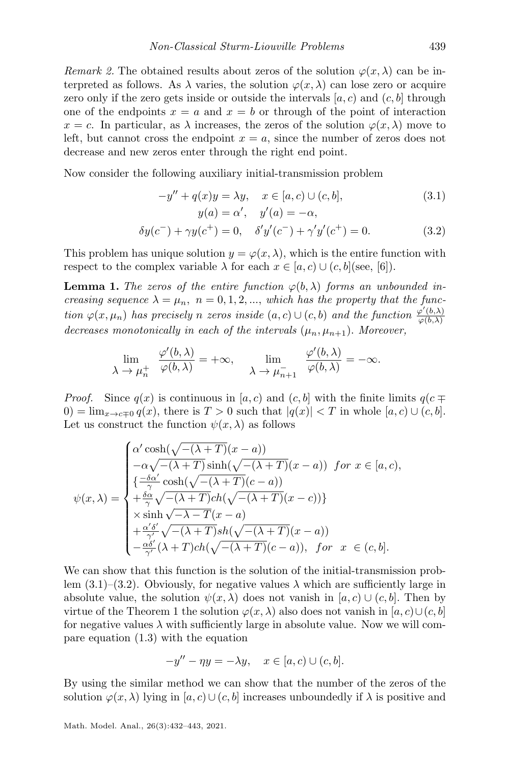*Remark 2.* The obtained results about zeros of the solution $\varphi(x,\lambda)$ can be interpreted as follows. As $\lambda$ varies, the solution $\varphi(x,\lambda)$ can lose zero or acquire zero only if the zero gets inside or outside the intervals $[a,c)$ and $(c,b]$ through one of the endpoints $x=a$ and $x=b$ or through of the point of interaction $x=c$. In particular, as $\lambda$ increases, the zeros of the solution $\varphi(x,\lambda)$ move to left, but cannot cross the endpoint $x=a$, since the number of zeros does not decrease and new zeros enter through the right end point.

Now consider the following auxiliary initial-transmission problem

$$-y'' + q(x)y = \lambda y, \quad x \in [a,c) \cup (c,b], \tag{3.1}$$

$$y(a) = \alpha', \quad y'(a) = -\alpha,$$

$$\delta y(c^-) + \gamma y(c^+) = 0, \quad \delta' y'(c^-) + \gamma' y'(c^+) = 0. \tag{3.2}$$

This problem has unique solution $y = \varphi(x,\lambda)$, which is the entire function with respect to the complex variable $\lambda$ for each $x \in [a,c) \cup (c,b]$(see, [6]).

**Lemma 1.** *The zeros of the entire function $\varphi(b,\lambda)$ forms an unbounded increasing sequence $\lambda = \mu_n,\ n = 0,1,2,...,$ which has the property that the function $\varphi(x,\mu_n)$ has precisely $n$ zeros inside $(a,c)\cup(c,b)$ and the function $\frac{\varphi'(b,\lambda)}{\varphi(b,\lambda)}$ decreases monotonically in each of the intervals $(\mu_n,\mu_{n+1})$. Moreover,*

$$\lim_{\lambda \to \mu_n^+} \frac{\varphi'(b,\lambda)}{\varphi(b,\lambda)} = +\infty, \qquad \lim_{\lambda \to \mu_{n+1}^-} \frac{\varphi'(b,\lambda)}{\varphi(b,\lambda)} = -\infty.$$

*Proof.* Since $q(x)$ is continuous in $[a,c)$ and $(c,b]$ with the finite limits $q(c \mp 0) = \lim_{x\to c\mp 0} q(x)$, there is $T > 0$ such that $|q(x)| < T$ in whole $[a,c)\cup(c,b]$. Let us construct the function $\psi(x,\lambda)$ as follows

$$\psi(x,\lambda) = \begin{cases} \alpha' \cosh(\sqrt{-(\lambda+T)}(x-a)) \\ -\alpha\sqrt{-(\lambda+T)}\sinh(\sqrt{-(\lambda+T)}(x-a)) \quad for\ x \in [a,c), \\ \{\frac{-\delta\alpha'}{\gamma}\cosh(\sqrt{-(\lambda+T)}(c-a)) \\ +\frac{\delta\alpha}{\gamma}\sqrt{-(\lambda+T)}ch(\sqrt{-(\lambda+T)}(x-c))\} \\ \times \sinh\sqrt{-\lambda-T}(x-a) \\ +\frac{\alpha'\delta'}{\gamma'}\sqrt{-(\lambda+T)}sh(\sqrt{-(\lambda+T)}(x-a)) \\ -\frac{\alpha\delta'}{\gamma'}(\lambda+T)ch(\sqrt{-(\lambda+T)}(c-a)), \quad for \quad x \in (c,b]. \end{cases}$$

We can show that this function is the solution of the initial-transmission problem (3.1)–(3.2). Obviously, for negative values $\lambda$ which are sufficiently large in absolute value, the solution $\psi(x,\lambda)$ does not vanish in $[a,c)\cup(c,b]$. Then by virtue of the Theorem 1 the solution $\varphi(x,\lambda)$ also does not vanish in $[a,c)\cup(c,b]$ for negative values $\lambda$ with sufficiently large in absolute value. Now we will compare equation (1.3) with the equation

$$-y'' - \eta y = -\lambda y, \quad x \in [a,c) \cup (c,b].$$

By using the similar method we can show that the number of the zeros of the solution $\varphi(x,\lambda)$ lying in $[a,c)\cup(c,b]$ increases unboundedly if $\lambda$ is positive and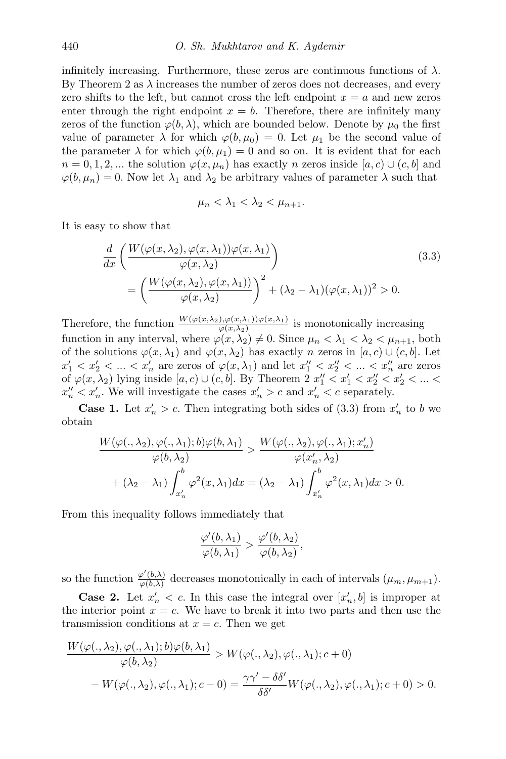infinitely increasing. Furthermore, these zeros are continuous functions of $\lambda$. By Theorem 2 as $\lambda$ increases the number of zeros does not decreases, and every zero shifts to the left, but cannot cross the left endpoint $x = a$ and new zeros enter through the right endpoint $x = b$. Therefore, there are infinitely many zeros of the function $\varphi(b, \lambda)$, which are bounded below. Denote by $\mu_0$ the first value of parameter $\lambda$ for which $\varphi(b, \mu_0) = 0$. Let $\mu_1$ be the second value of the parameter $\lambda$ for which $\varphi(b, \mu_1) = 0$ and so on. It is evident that for each $n = 0, 1, 2, ...$ the solution $\varphi(x, \mu_n)$ has exactly $n$ zeros inside $[a, c) \cup (c, b]$ and $\varphi(b, \mu_n) = 0$. Now let $\lambda_1$ and $\lambda_2$ be arbitrary values of parameter $\lambda$ such that

$$\mu_n < \lambda_1 < \lambda_2 < \mu_{n+1}.$$

It is easy to show that

$$\frac{d}{dx}\left(\frac{W(\varphi(x,\lambda_2),\varphi(x,\lambda_1))\varphi(x,\lambda_1)}{\varphi(x,\lambda_2)}\right) = \left(\frac{W(\varphi(x,\lambda_2),\varphi(x,\lambda_1))}{\varphi(x,\lambda_2)}\right)^2 + (\lambda_2-\lambda_1)(\varphi(x,\lambda_1))^2 > 0. \tag{3.3}$$

Therefore, the function $\frac{W(\varphi(x,\lambda_2),\varphi(x,\lambda_1))\varphi(x,\lambda_1)}{\varphi(x,\lambda_2)}$ is monotonically increasing function in any interval, where $\varphi(x, \lambda_2) \neq 0$. Since $\mu_n < \lambda_1 < \lambda_2 < \mu_{n+1}$, both of the solutions $\varphi(x, \lambda_1)$ and $\varphi(x, \lambda_2)$ has exactly $n$ zeros in $[a, c) \cup (c, b]$. Let $x_1' < x_2' < ... < x_n'$ are zeros of $\varphi(x, \lambda_1)$ and let $x_1'' < x_2'' < ... < x_n''$ are zeros of $\varphi(x, \lambda_2)$ lying inside $[a, c) \cup (c, b]$. By Theorem 2 $x_1'' < x_1' < x_2'' < x_2' < ... < x_n'' < x_n'$. We will investigate the cases $x_n' > c$ and $x_n' < c$ separately.

**Case 1.** Let $x_n' > c$. Then integrating both sides of (3.3) from $x_n'$ to $b$ we obtain

$$\frac{W(\varphi(.,\lambda_2),\varphi(.,\lambda_1);b)\varphi(b,\lambda_1)}{\varphi(b,\lambda_2)} > \frac{W(\varphi(.,\lambda_2),\varphi(.,\lambda_1);x_n')}{\varphi(x_n',\lambda_2)} + (\lambda_2-\lambda_1)\int_{x_n'}^{b}\varphi^2(x,\lambda_1)dx = (\lambda_2-\lambda_1)\int_{x_n'}^{b}\varphi^2(x,\lambda_1)dx > 0.$$

From this inequality follows immediately that

$$\frac{\varphi'(b,\lambda_1)}{\varphi(b,\lambda_1)} > \frac{\varphi'(b,\lambda_2)}{\varphi(b,\lambda_2)},$$

so the function $\frac{\varphi'(b,\lambda)}{\varphi(b,\lambda)}$ decreases monotonically in each of intervals $(\mu_m, \mu_{m+1})$.

**Case 2.** Let $x_n' < c$. In this case the integral over $[x_n', b]$ is improper at the interior point $x = c$. We have to break it into two parts and then use the transmission conditions at $x = c$. Then we get

$$\frac{W(\varphi(.,\lambda_2),\varphi(.,\lambda_1);b)\varphi(b,\lambda_1)}{\varphi(b,\lambda_2)} > W(\varphi(.,\lambda_2),\varphi(.,\lambda_1);c+0) - W(\varphi(.,\lambda_2),\varphi(.,\lambda_1);c-0) = \frac{\gamma\gamma'-\delta\delta'}{\delta\delta'}W(\varphi(.,\lambda_2),\varphi(.,\lambda_1);c+0) > 0.$$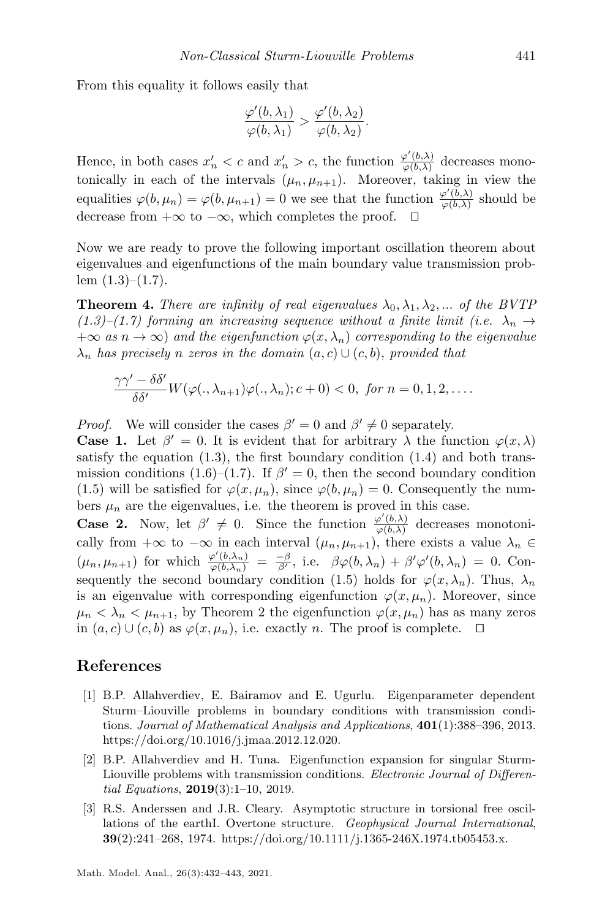From this equality it follows easily that

$$\frac{\varphi'(b,\lambda_1)}{\varphi(b,\lambda_1)} > \frac{\varphi'(b,\lambda_2)}{\varphi(b,\lambda_2)}.$$

Hence, in both cases $x_n' < c$ and $x_n' > c$, the function $\frac{\varphi'(b,\lambda)}{\varphi(b,\lambda)}$ decreases monotonically in each of the intervals $(\mu_n, \mu_{n+1})$. Moreover, taking in view the equalities $\varphi(b,\mu_n) = \varphi(b,\mu_{n+1}) = 0$ we see that the function $\frac{\varphi'(b,\lambda)}{\varphi(b,\lambda)}$ should be decrease from $+\infty$ to $-\infty$, which completes the proof. ☐

Now we are ready to prove the following important oscillation theorem about eigenvalues and eigenfunctions of the main boundary value transmission problem (1.3)–(1.7).

**Theorem 4.** *There are infinity of real eigenvalues $\lambda_0, \lambda_1, \lambda_2, ...$ of the BVTP (1.3)–(1.7) forming an increasing sequence without a finite limit (i.e. $\lambda_n \to +\infty$ as $n \to \infty$) and the eigenfunction $\varphi(x,\lambda_n)$ corresponding to the eigenvalue $\lambda_n$ has precisely $n$ zeros in the domain $(a,c) \cup (c,b)$, provided that*

$$\frac{\gamma\gamma' - \delta\delta'}{\delta\delta'} W(\varphi(.,\lambda_{n+1})\varphi(.,\lambda_n); c+0) < 0, \ \textit{for } n = 0,1,2,\ldots.$$

*Proof.* We will consider the cases $\beta' = 0$ and $\beta' \neq 0$ separately.
**Case 1.** Let $\beta' = 0$. It is evident that for arbitrary $\lambda$ the function $\varphi(x,\lambda)$ satisfy the equation (1.3), the first boundary condition (1.4) and both transmission conditions (1.6)–(1.7). If $\beta' = 0$, then the second boundary condition (1.5) will be satisfied for $\varphi(x,\mu_n)$, since $\varphi(b,\mu_n) = 0$. Consequently the numbers $\mu_n$ are the eigenvalues, i.e. the theorem is proved in this case.
**Case 2.** Now, let $\beta' \neq 0$. Since the function $\frac{\varphi'(b,\lambda)}{\varphi(b,\lambda)}$ decreases monotonically from $+\infty$ to $-\infty$ in each interval $(\mu_n, \mu_{n+1})$, there exists a value $\lambda_n \in (\mu_n, \mu_{n+1})$ for which $\frac{\varphi'(b,\lambda_n)}{\varphi(b,\lambda_n)} = \frac{-\beta}{\beta'}$, i.e. $\beta\varphi(b,\lambda_n) + \beta'\varphi'(b,\lambda_n) = 0$. Consequently the second boundary condition (1.5) holds for $\varphi(x,\lambda_n)$. Thus, $\lambda_n$ is an eigenvalue with corresponding eigenfunction $\varphi(x,\mu_n)$. Moreover, since $\mu_n < \lambda_n < \mu_{n+1}$, by Theorem 2 the eigenfunction $\varphi(x,\mu_n)$ has as many zeros in $(a,c) \cup (c,b)$ as $\varphi(x,\mu_n)$, i.e. exactly $n$. The proof is complete. ☐

## References

[1] B.P. Allahverdiev, E. Bairamov and E. Ugurlu. Eigenparameter dependent Sturm–Liouville problems in boundary conditions with transmission conditions. *Journal of Mathematical Analysis and Applications*, **401**(1):388–396, 2013. https://doi.org/10.1016/j.jmaa.2012.12.020.

[2] B.P. Allahverdiev and H. Tuna. Eigenfunction expansion for singular Sturm-Liouville problems with transmission conditions. *Electronic Journal of Differential Equations*, **2019**(3):1–10, 2019.

[3] R.S. Anderssen and J.R. Cleary. Asymptotic structure in torsional free oscillations of the earthI. Overtone structure. *Geophysical Journal International*, **39**(2):241–268, 1974. https://doi.org/10.1111/j.1365-246X.1974.tb05453.x.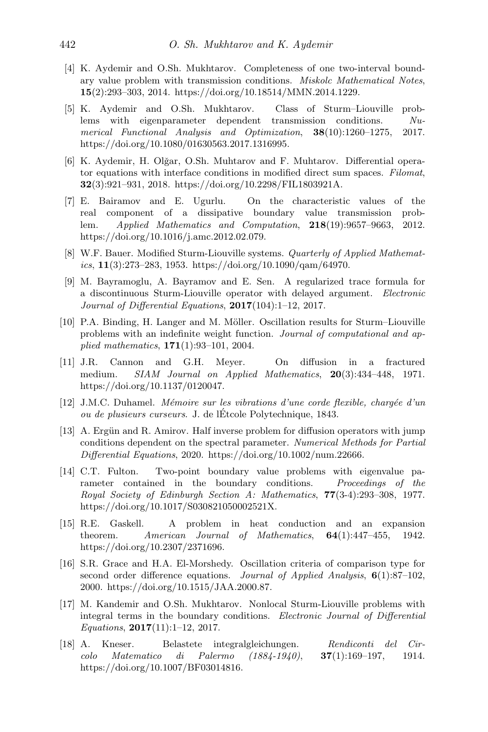[4] K. Aydemir and O.Sh. Mukhtarov. Completeness of one two-interval boundary value problem with transmission conditions. *Miskolc Mathematical Notes*, **15**(2):293–303, 2014. https://doi.org/10.18514/MMN.2014.1229.

[5] K. Aydemir and O.Sh. Mukhtarov. Class of Sturm–Liouville problems with eigenparameter dependent transmission conditions. *Numerical Functional Analysis and Optimization*, **38**(10):1260–1275, 2017. https://doi.org/10.1080/01630563.2017.1316995.

[6] K. Aydemir, H. Olğar, O.Sh. Muhtarov and F. Muhtarov. Differential operator equations with interface conditions in modified direct sum spaces. *Filomat*, **32**(3):921–931, 2018. https://doi.org/10.2298/FIL1803921A.

[7] E. Bairamov and E. Ugurlu. On the characteristic values of the real component of a dissipative boundary value transmission problem. *Applied Mathematics and Computation*, **218**(19):9657–9663, 2012. https://doi.org/10.1016/j.amc.2012.02.079.

[8] W.F. Bauer. Modified Sturm-Liouville systems. *Quarterly of Applied Mathematics*, **11**(3):273–283, 1953. https://doi.org/10.1090/qam/64970.

[9] M. Bayramoglu, A. Bayramov and E. Sen. A regularized trace formula for a discontinuous Sturm-Liouville operator with delayed argument. *Electronic Journal of Differential Equations*, **2017**(104):1–12, 2017.

[10] P.A. Binding, H. Langer and M. Möller. Oscillation results for Sturm–Liouville problems with an indefinite weight function. *Journal of computational and applied mathematics*, **171**(1):93–101, 2004.

[11] J.R. Cannon and G.H. Meyer. On diffusion in a fractured medium. *SIAM Journal on Applied Mathematics*, **20**(3):434–448, 1971. https://doi.org/10.1137/0120047.

[12] J.M.C. Duhamel. *Mémoire sur les vibrations d'une corde flexible, chargée d'un ou de plusieurs curseurs*. J. de lÉtcole Polytechnique, 1843.

[13] A. Ergün and R. Amirov. Half inverse problem for diffusion operators with jump conditions dependent on the spectral parameter. *Numerical Methods for Partial Differential Equations*, 2020. https://doi.org/10.1002/num.22666.

[14] C.T. Fulton. Two-point boundary value problems with eigenvalue parameter contained in the boundary conditions. *Proceedings of the Royal Society of Edinburgh Section A: Mathematics*, **77**(3-4):293–308, 1977. https://doi.org/10.1017/S030821050002521X.

[15] R.E. Gaskell. A problem in heat conduction and an expansion theorem. *American Journal of Mathematics*, **64**(1):447–455, 1942. https://doi.org/10.2307/2371696.

[16] S.R. Grace and H.A. El-Morshedy. Oscillation criteria of comparison type for second order difference equations. *Journal of Applied Analysis*, **6**(1):87–102, 2000. https://doi.org/10.1515/JAA.2000.87.

[17] M. Kandemir and O.Sh. Mukhtarov. Nonlocal Sturm-Liouville problems with integral terms in the boundary conditions. *Electronic Journal of Differential Equations*, **2017**(11):1–12, 2017.

[18] A. Kneser. Belastete integralgleichungen. *Rendiconti del Circolo Matematico di Palermo (1884-1940)*, **37**(1):169–197, 1914. https://doi.org/10.1007/BF03014816.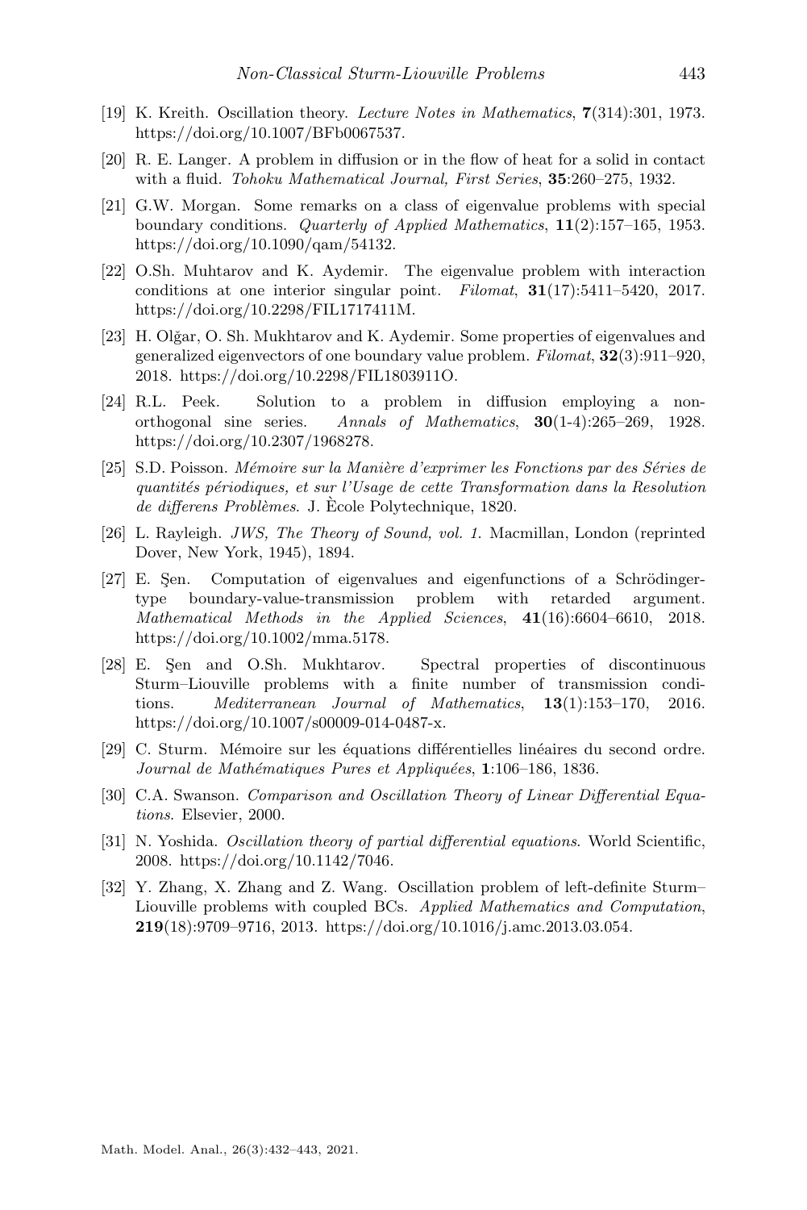[19] K. Kreith. Oscillation theory. *Lecture Notes in Mathematics*, **7**(314):301, 1973. https://doi.org/10.1007/BFb0067537.

[20] R. E. Langer. A problem in diffusion or in the flow of heat for a solid in contact with a fluid. *Tohoku Mathematical Journal, First Series*, **35**:260–275, 1932.

[21] G.W. Morgan. Some remarks on a class of eigenvalue problems with special boundary conditions. *Quarterly of Applied Mathematics*, **11**(2):157–165, 1953. https://doi.org/10.1090/qam/54132.

[22] O.Sh. Muhtarov and K. Aydemir. The eigenvalue problem with interaction conditions at one interior singular point. *Filomat*, **31**(17):5411–5420, 2017. https://doi.org/10.2298/FIL1717411M.

[23] H. Olğar, O. Sh. Mukhtarov and K. Aydemir. Some properties of eigenvalues and generalized eigenvectors of one boundary value problem. *Filomat*, **32**(3):911–920, 2018. https://doi.org/10.2298/FIL1803911O.

[24] R.L. Peek. Solution to a problem in diffusion employing a non-orthogonal sine series. *Annals of Mathematics*, **30**(1-4):265–269, 1928. https://doi.org/10.2307/1968278.

[25] S.D. Poisson. *Mémoire sur la Manière d'exprimer les Fonctions par des Séries de quantités périodiques, et sur l'Usage de cette Transformation dans la Resolution de differens Problèmes*. J. Ècole Polytechnique, 1820.

[26] L. Rayleigh. *JWS, The Theory of Sound, vol. 1.* Macmillan, London (reprinted Dover, New York, 1945), 1894.

[27] E. Şen. Computation of eigenvalues and eigenfunctions of a Schrödinger-type boundary-value-transmission problem with retarded argument. *Mathematical Methods in the Applied Sciences*, **41**(16):6604–6610, 2018. https://doi.org/10.1002/mma.5178.

[28] E. Şen and O.Sh. Mukhtarov. Spectral properties of discontinuous Sturm–Liouville problems with a finite number of transmission conditions. *Mediterranean Journal of Mathematics*, **13**(1):153–170, 2016. https://doi.org/10.1007/s00009-014-0487-x.

[29] C. Sturm. Mémoire sur les équations différentielles linéaires du second ordre. *Journal de Mathématiques Pures et Appliquées*, **1**:106–186, 1836.

[30] C.A. Swanson. *Comparison and Oscillation Theory of Linear Differential Equations*. Elsevier, 2000.

[31] N. Yoshida. *Oscillation theory of partial differential equations*. World Scientific, 2008. https://doi.org/10.1142/7046.

[32] Y. Zhang, X. Zhang and Z. Wang. Oscillation problem of left-definite Sturm–Liouville problems with coupled BCs. *Applied Mathematics and Computation*, **219**(18):9709–9716, 2013. https://doi.org/10.1016/j.amc.2013.03.054.